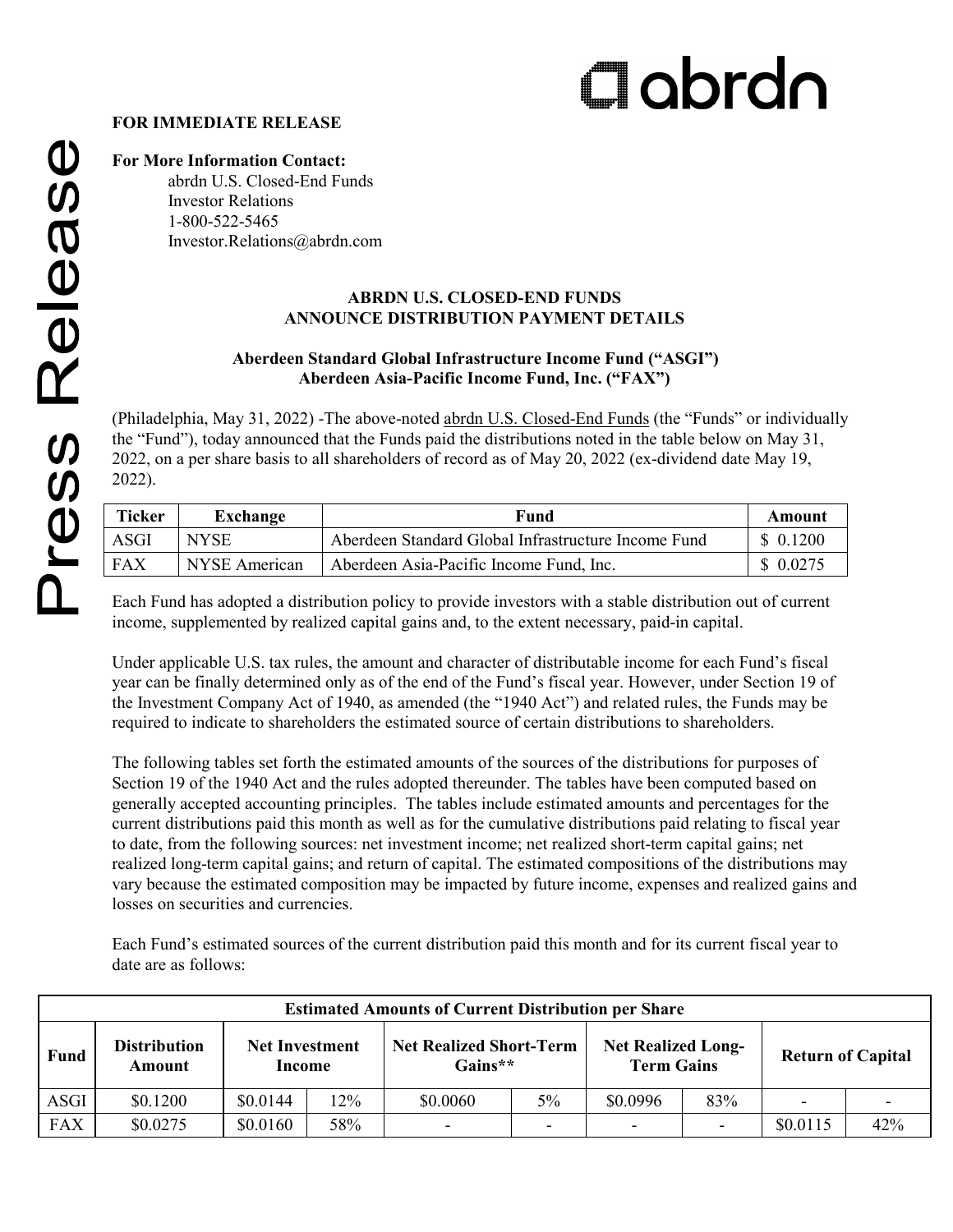**FOR IMMEDIATE RELEASE**

**For More Information Contact:**
abrdn U.S. Closed-End Funds
Investor Relations
1-800-522-5465
Investor.Relations@abrdn.com

## ABRDN U.S. CLOSED-END FUNDS ANNOUNCE DISTRIBUTION PAYMENT DETAILS

### Aberdeen Standard Global Infrastructure Income Fund ("ASGI")
### Aberdeen Asia-Pacific Income Fund, Inc. ("FAX")

(Philadelphia, May 31, 2022) -The above-noted abrdn U.S. Closed-End Funds (the "Funds" or individually the "Fund"), today announced that the Funds paid the distributions noted in the table below on May 31, 2022, on a per share basis to all shareholders of record as of May 20, 2022 (ex-dividend date May 19, 2022).

| Ticker | Exchange | Fund | Amount |
|---|---|---|---|
| ASGI | NYSE | Aberdeen Standard Global Infrastructure Income Fund | $ 0.1200 |
| FAX | NYSE American | Aberdeen Asia-Pacific Income Fund, Inc. | $ 0.0275 |

Each Fund has adopted a distribution policy to provide investors with a stable distribution out of current income, supplemented by realized capital gains and, to the extent necessary, paid-in capital.

Under applicable U.S. tax rules, the amount and character of distributable income for each Fund's fiscal year can be finally determined only as of the end of the Fund's fiscal year. However, under Section 19 of the Investment Company Act of 1940, as amended (the "1940 Act") and related rules, the Funds may be required to indicate to shareholders the estimated source of certain distributions to shareholders.

The following tables set forth the estimated amounts of the sources of the distributions for purposes of Section 19 of the 1940 Act and the rules adopted thereunder. The tables have been computed based on generally accepted accounting principles. The tables include estimated amounts and percentages for the current distributions paid this month as well as for the cumulative distributions paid relating to fiscal year to date, from the following sources: net investment income; net realized short-term capital gains; net realized long-term capital gains; and return of capital. The estimated compositions of the distributions may vary because the estimated composition may be impacted by future income, expenses and realized gains and losses on securities and currencies.

Each Fund's estimated sources of the current distribution paid this month and for its current fiscal year to date are as follows:

| Estimated Amounts of Current Distribution per Share | | | | | | | | | |
|---|---|---|---|---|---|---|---|---|---|
| Fund | Distribution Amount | Net Investment Income | | Net Realized Short-Term Gains** | | Net Realized Long-Term Gains | | Return of Capital | |
| ASGI | $0.1200 | $0.0144 | 12% | $0.0060 | 5% | $0.0996 | 83% | - | - |
| FAX | $0.0275 | $0.0160 | 58% | - | - | - | - | $0.0115 | 42% |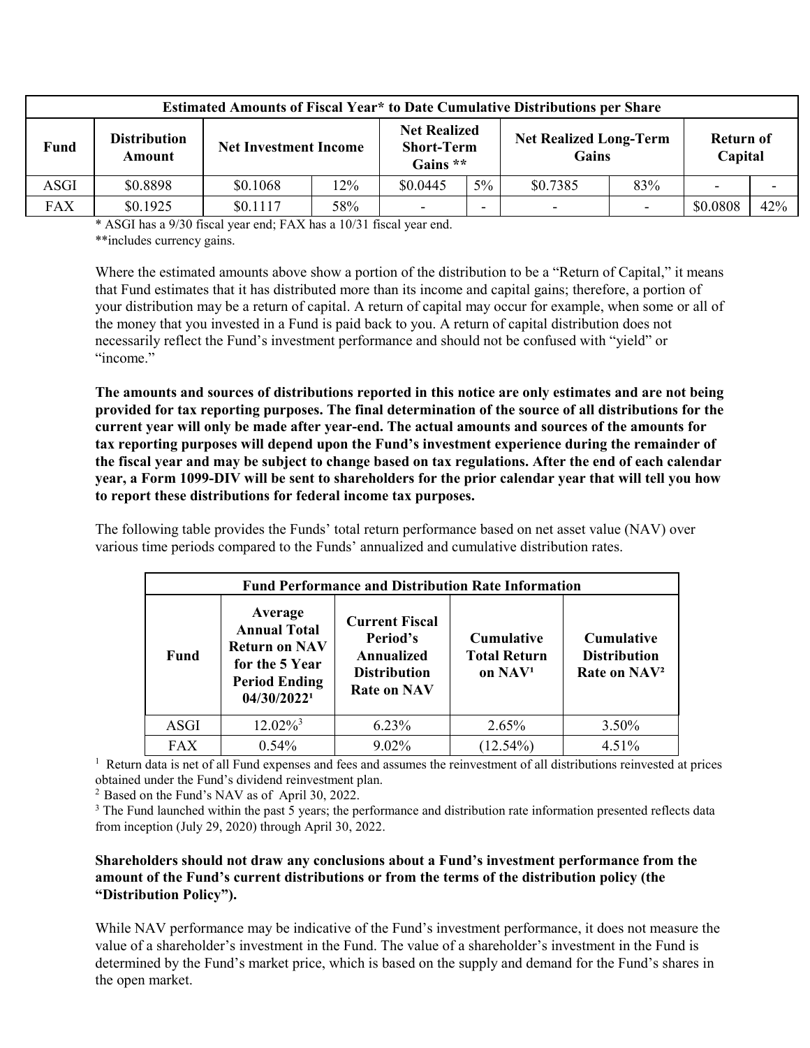| Estimated Amounts of Fiscal Year* to Date Cumulative Distributions per Share | | | | | | | | | | |
|---|---|---|---|---|---|---|---|---|---|---|
| **Fund** | **Distribution Amount** | **Net Investment Income** | | **Net Realized Short-Term Gains \*\*** | | **Net Realized Long-Term Gains** | | **Return of Capital** | | |
| ASGI | $0.8898 | $0.1068 | 12% | $0.0445 | 5% | $0.7385 | 83% | - | - | |
| FAX | $0.1925 | $0.1117 | 58% | - | - | - | - | $0.0808 | 42% | |

\* ASGI has a 9/30 fiscal year end; FAX has a 10/31 fiscal year end.
\*\*includes currency gains.

Where the estimated amounts above show a portion of the distribution to be a "Return of Capital," it means that Fund estimates that it has distributed more than its income and capital gains; therefore, a portion of your distribution may be a return of capital. A return of capital may occur for example, when some or all of the money that you invested in a Fund is paid back to you. A return of capital distribution does not necessarily reflect the Fund's investment performance and should not be confused with "yield" or "income."

**The amounts and sources of distributions reported in this notice are only estimates and are not being provided for tax reporting purposes. The final determination of the source of all distributions for the current year will only be made after year-end. The actual amounts and sources of the amounts for tax reporting purposes will depend upon the Fund's investment experience during the remainder of the fiscal year and may be subject to change based on tax regulations. After the end of each calendar year, a Form 1099-DIV will be sent to shareholders for the prior calendar year that will tell you how to report these distributions for federal income tax purposes.**

The following table provides the Funds' total return performance based on net asset value (NAV) over various time periods compared to the Funds' annualized and cumulative distribution rates.

| Fund Performance and Distribution Rate Information | | | | |
|---|---|---|---|---|
| **Fund** | **Average Annual Total Return on NAV for the 5 Year Period Ending 04/30/2022[1]** | **Current Fiscal Period's Annualized Distribution Rate on NAV** | **Cumulative Total Return on NAV[1]** | **Cumulative Distribution Rate on NAV[2]** |
| ASGI | 12.02%[3] | 6.23% | 2.65% | 3.50% |
| FAX | 0.54% | 9.02% | (12.54%) | 4.51% |

[1] Return data is net of all Fund expenses and fees and assumes the reinvestment of all distributions reinvested at prices obtained under the Fund's dividend reinvestment plan.
[2] Based on the Fund's NAV as of April 30, 2022.
[3] The Fund launched within the past 5 years; the performance and distribution rate information presented reflects data from inception (July 29, 2020) through April 30, 2022.

**Shareholders should not draw any conclusions about a Fund's investment performance from the amount of the Fund's current distributions or from the terms of the distribution policy (the "Distribution Policy").**

While NAV performance may be indicative of the Fund's investment performance, it does not measure the value of a shareholder's investment in the Fund. The value of a shareholder's investment in the Fund is determined by the Fund's market price, which is based on the supply and demand for the Fund's shares in the open market.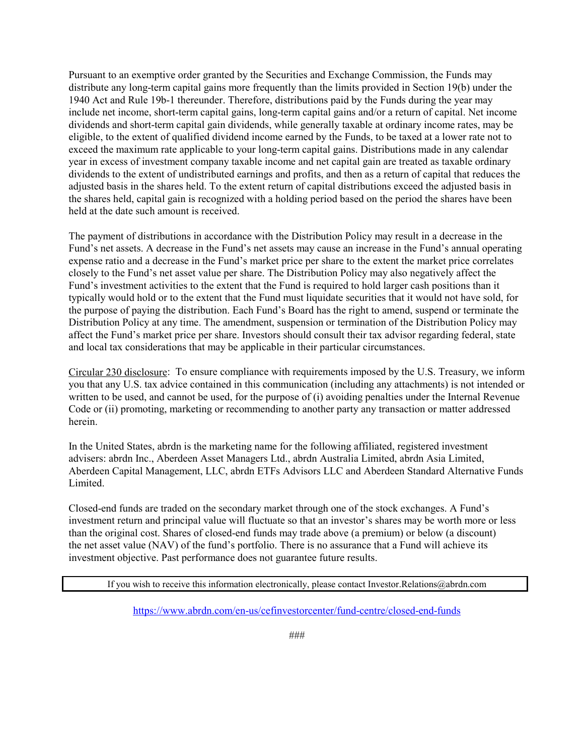Pursuant to an exemptive order granted by the Securities and Exchange Commission, the Funds may distribute any long-term capital gains more frequently than the limits provided in Section 19(b) under the 1940 Act and Rule 19b-1 thereunder. Therefore, distributions paid by the Funds during the year may include net income, short-term capital gains, long-term capital gains and/or a return of capital. Net income dividends and short-term capital gain dividends, while generally taxable at ordinary income rates, may be eligible, to the extent of qualified dividend income earned by the Funds, to be taxed at a lower rate not to exceed the maximum rate applicable to your long-term capital gains. Distributions made in any calendar year in excess of investment company taxable income and net capital gain are treated as taxable ordinary dividends to the extent of undistributed earnings and profits, and then as a return of capital that reduces the adjusted basis in the shares held. To the extent return of capital distributions exceed the adjusted basis in the shares held, capital gain is recognized with a holding period based on the period the shares have been held at the date such amount is received.

The payment of distributions in accordance with the Distribution Policy may result in a decrease in the Fund's net assets. A decrease in the Fund's net assets may cause an increase in the Fund's annual operating expense ratio and a decrease in the Fund's market price per share to the extent the market price correlates closely to the Fund's net asset value per share. The Distribution Policy may also negatively affect the Fund's investment activities to the extent that the Fund is required to hold larger cash positions than it typically would hold or to the extent that the Fund must liquidate securities that it would not have sold, for the purpose of paying the distribution. Each Fund's Board has the right to amend, suspend or terminate the Distribution Policy at any time. The amendment, suspension or termination of the Distribution Policy may affect the Fund's market price per share. Investors should consult their tax advisor regarding federal, state and local tax considerations that may be applicable in their particular circumstances.

Circular 230 disclosure: To ensure compliance with requirements imposed by the U.S. Treasury, we inform you that any U.S. tax advice contained in this communication (including any attachments) is not intended or written to be used, and cannot be used, for the purpose of (i) avoiding penalties under the Internal Revenue Code or (ii) promoting, marketing or recommending to another party any transaction or matter addressed herein.

In the United States, abrdn is the marketing name for the following affiliated, registered investment advisers: abrdn Inc., Aberdeen Asset Managers Ltd., abrdn Australia Limited, abrdn Asia Limited, Aberdeen Capital Management, LLC, abrdn ETFs Advisors LLC and Aberdeen Standard Alternative Funds Limited.

Closed-end funds are traded on the secondary market through one of the stock exchanges. A Fund's investment return and principal value will fluctuate so that an investor's shares may be worth more or less than the original cost. Shares of closed-end funds may trade above (a premium) or below (a discount) the net asset value (NAV) of the fund's portfolio. There is no assurance that a Fund will achieve its investment objective. Past performance does not guarantee future results.

If you wish to receive this information electronically, please contact Investor.Relations@abrdn.com

https://www.abrdn.com/en-us/cefinvestorcenter/fund-centre/closed-end-funds

###